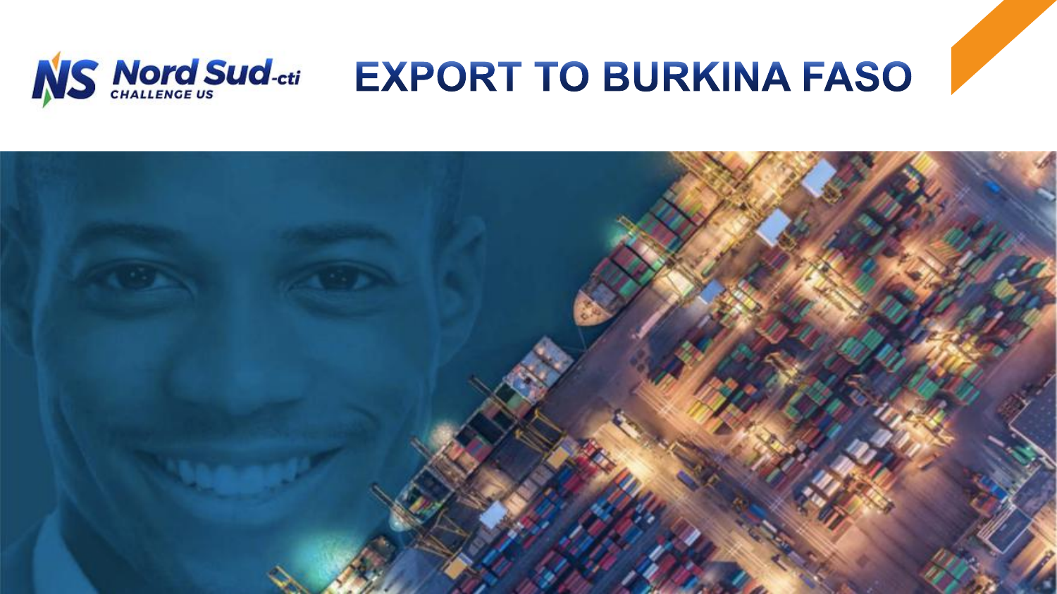# EXPORT TO BURKINA FASO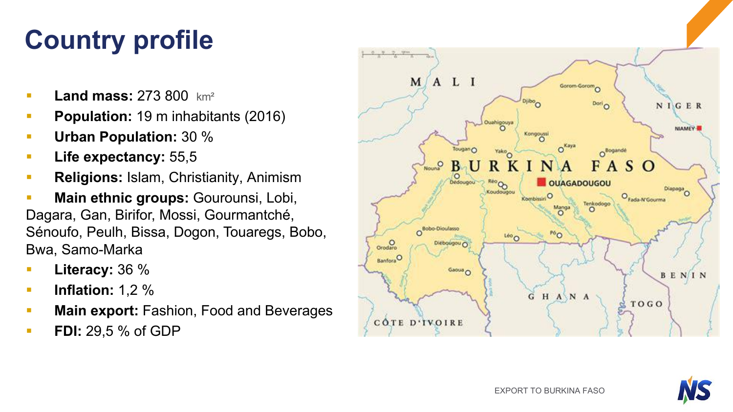# Country profile

- **Land mass:** 273 800 km²
- **Population:** 19 m inhabitants (2016)
- **Urban Population:** 30 %
- **Life expectancy:** 55,5
- **Religions:** Islam, Christianity, Animism
- **Main ethnic groups:** Gourounsi, Lobi, Dagara, Gan, Birifor, Mossi, Gourmantché, Sénoufo, Peulh, Bissa, Dogon, Touaregs, Bobo, Bwa, Samo-Marka
- **Literacy:** 36 %
- **Inflation:** 1,2 %
- **Main export:** Fashion, Food and Beverages
- **FDI:** 29,5 % of GDP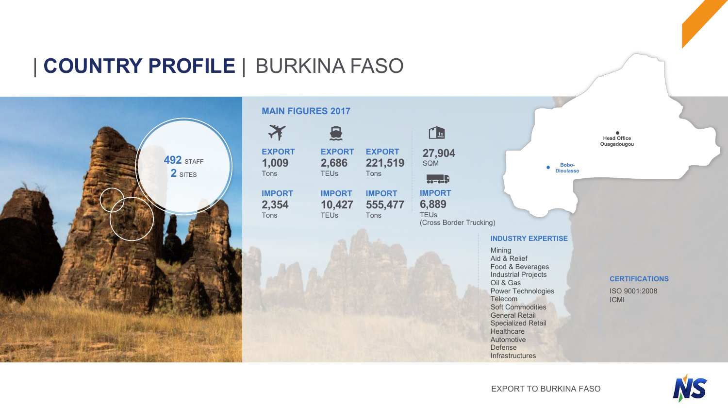# | COUNTRY PROFILE | BURKINA FASO

**492** STAFF
**2** SITES

## MAIN FIGURES 2017

| | Air | Sea | Sea | Warehouse / Trucking |
|---|---|---|---|---|
| **EXPORT** | 1,009 Tons | 2,686 TEUs | 221,519 Tons | 27,904 SQM |
| **IMPORT** | 2,354 Tons | 10,427 TEUs | 555,477 Tons | 6,889 TEUs (Cross Border Trucking) |

Head Office Ouagadougou

Bobo-Dioulasso

## INDUSTRY EXPERTISE

- Mining
- Aid & Relief
- Food & Beverages
- Industrial Projects
- Oil & Gas
- Power Technologies
- Telecom
- Soft Commodities
- General Retail
- Specialized Retail
- Healthcare
- Automotive
- Defense
- Infrastructures

## CERTIFICATIONS

- ISO 9001:2008
- ICMI

EXPORT TO BURKINA FASO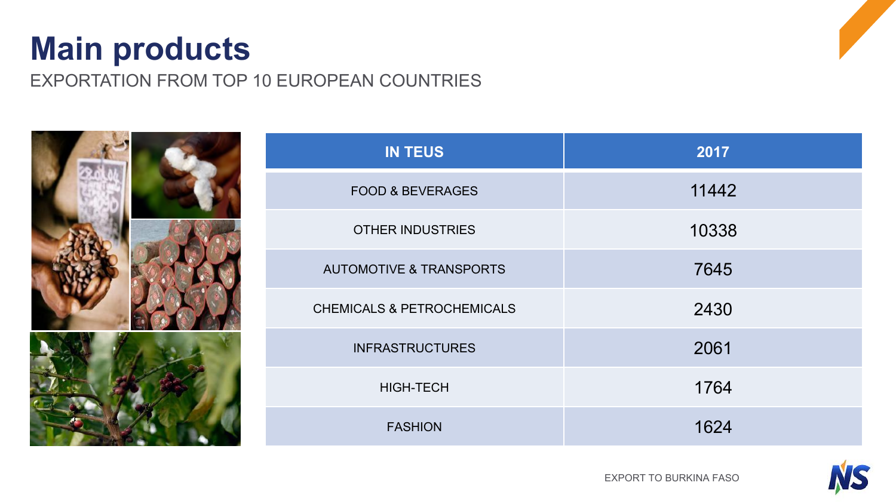# Main products

EXPORTATION FROM TOP 10 EUROPEAN COUNTRIES

| IN TEUS | 2017 |
|---|---|
| FOOD & BEVERAGES | 11442 |
| OTHER INDUSTRIES | 10338 |
| AUTOMOTIVE & TRANSPORTS | 7645 |
| CHEMICALS & PETROCHEMICALS | 2430 |
| INFRASTRUCTURES | 2061 |
| HIGH-TECH | 1764 |
| FASHION | 1624 |

EXPORT TO BURKINA FASO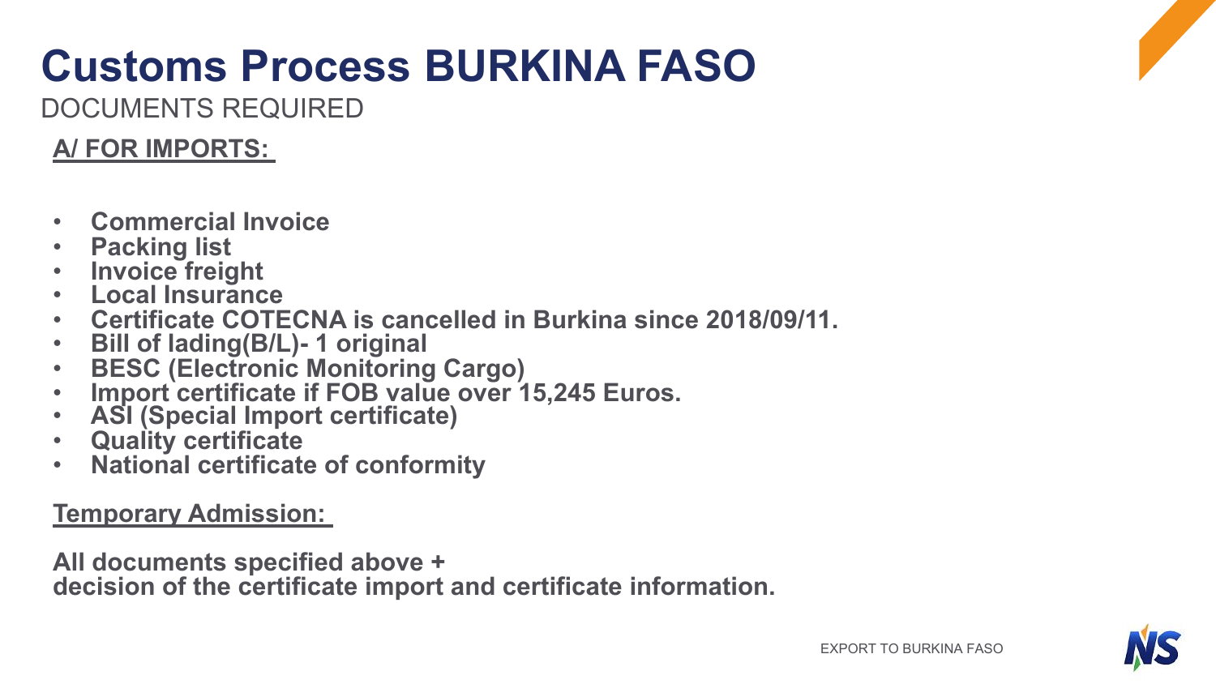# Customs Process BURKINA FASO

DOCUMENTS REQUIRED

**A/ FOR IMPORTS:**

- **Commercial Invoice**
- **Packing list**
- **Invoice freight**
- **Local Insurance**
- **Certificate COTECNA is cancelled in Burkina since 2018/09/11.**
- **Bill of lading(B/L)- 1 original**
- **BESC (Electronic Monitoring Cargo)**
- **Import certificate if FOB value over 15,245 Euros.**
- **ASI (Special Import certificate)**
- **Quality certificate**
- **National certificate of conformity**

**Temporary Admission:**

**All documents specified above +**
**decision of the certificate import and certificate information.**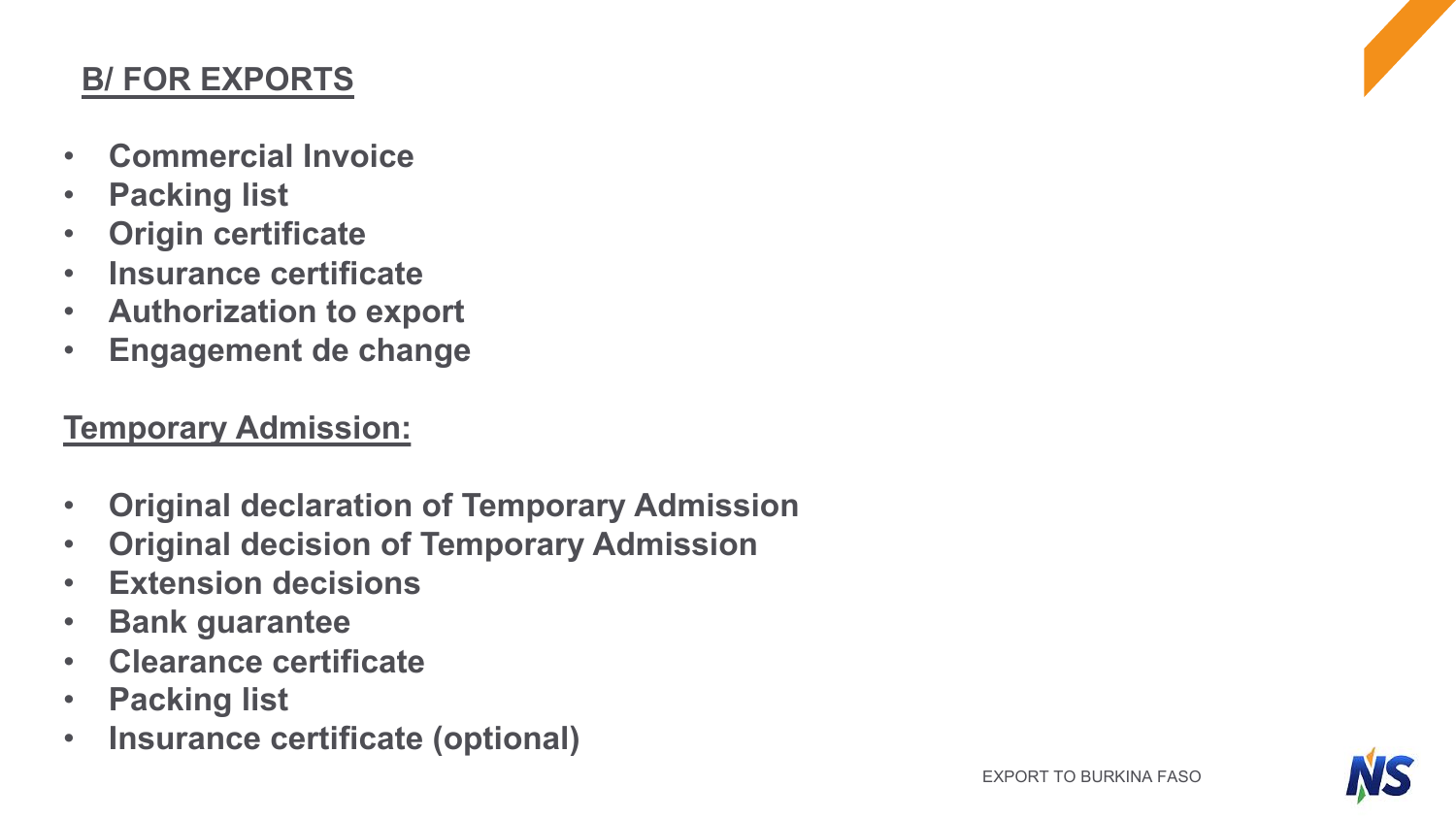## B/ FOR EXPORTS

- **Commercial Invoice**
- **Packing list**
- **Origin certificate**
- **Insurance certificate**
- **Authorization to export**
- **Engagement de change**

## Temporary Admission:

- **Original declaration of Temporary Admission**
- **Original decision of Temporary Admission**
- **Extension decisions**
- **Bank guarantee**
- **Clearance certificate**
- **Packing list**
- **Insurance certificate (optional)**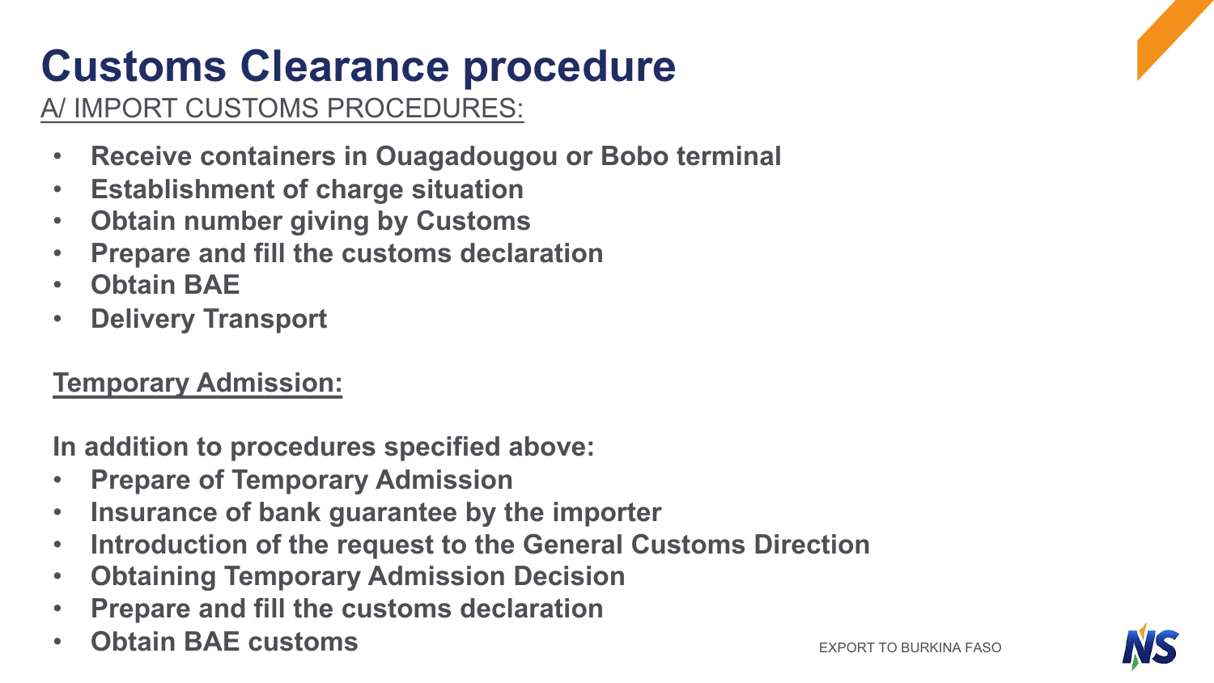# Customs Clearance procedure

A/ IMPORT CUSTOMS PROCEDURES:

- **Receive containers in Ouagadougou or Bobo terminal**
- **Establishment of charge situation**
- **Obtain number giving by Customs**
- **Prepare and fill the customs declaration**
- **Obtain BAE**
- **Delivery Transport**

**Temporary Admission:**

**In addition to procedures specified above:**

- **Prepare of Temporary Admission**
- **Insurance of bank guarantee by the importer**
- **Introduction of the request to the General Customs Direction**
- **Obtaining Temporary Admission Decision**
- **Prepare and fill the customs declaration**
- **Obtain BAE customs**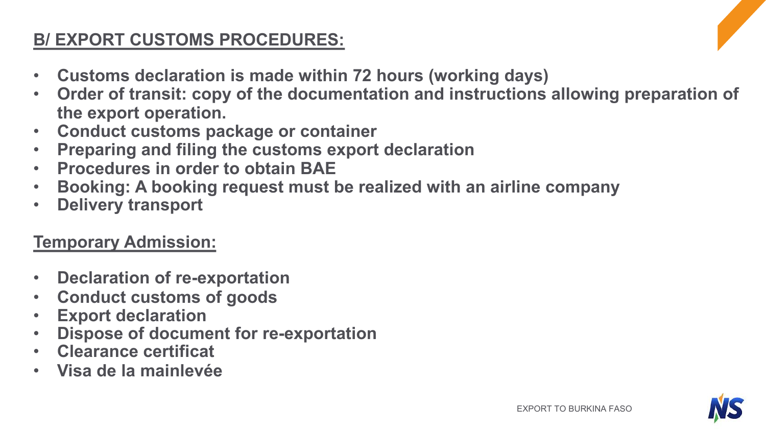## **B/ EXPORT CUSTOMS PROCEDURES:**

- **Customs declaration is made within 72 hours (working days)**
- **Order of transit: copy of the documentation and instructions allowing preparation of the export operation.**
- **Conduct customs package or container**
- **Preparing and filing the customs export declaration**
- **Procedures in order to obtain BAE**
- **Booking: A booking request must be realized with an airline company**
- **Delivery transport**

## **Temporary Admission:**

- **Declaration of re-exportation**
- **Conduct customs of goods**
- **Export declaration**
- **Dispose of document for re-exportation**
- **Clearance certificat**
- **Visa de la mainlevée**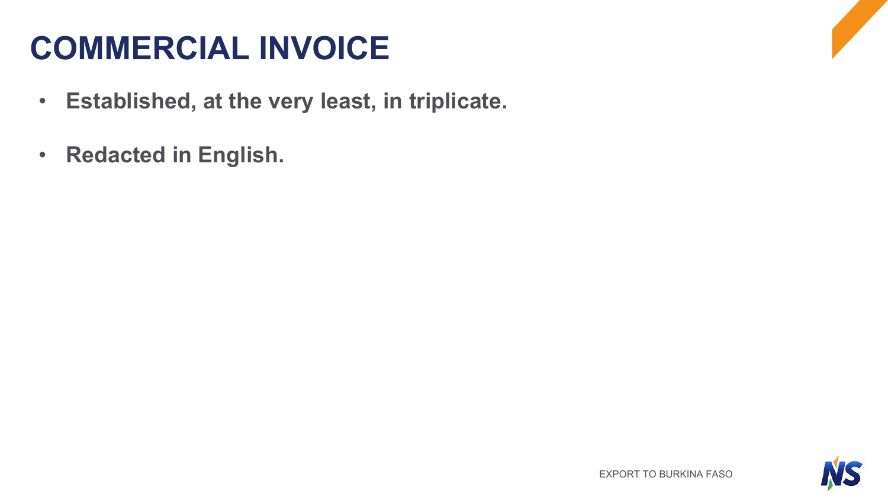# COMMERCIAL INVOICE

- **Established, at the very least, in triplicate.**
- **Redacted in English.**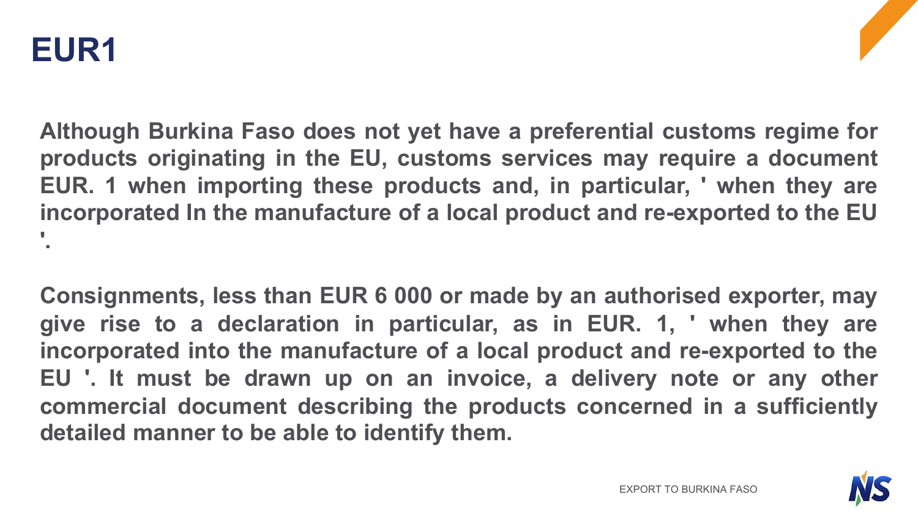# EUR1

**Although Burkina Faso does not yet have a preferential customs regime for products originating in the EU, customs services may require a document EUR. 1 when importing these products and, in particular, ' when they are incorporated In the manufacture of a local product and re-exported to the EU '.**

**Consignments, less than EUR 6 000 or made by an authorised exporter, may give rise to a declaration in particular, as in EUR. 1, ' when they are incorporated into the manufacture of a local product and re-exported to the EU '. It must be drawn up on an invoice, a delivery note or any other commercial document describing the products concerned in a sufficiently detailed manner to be able to identify them.**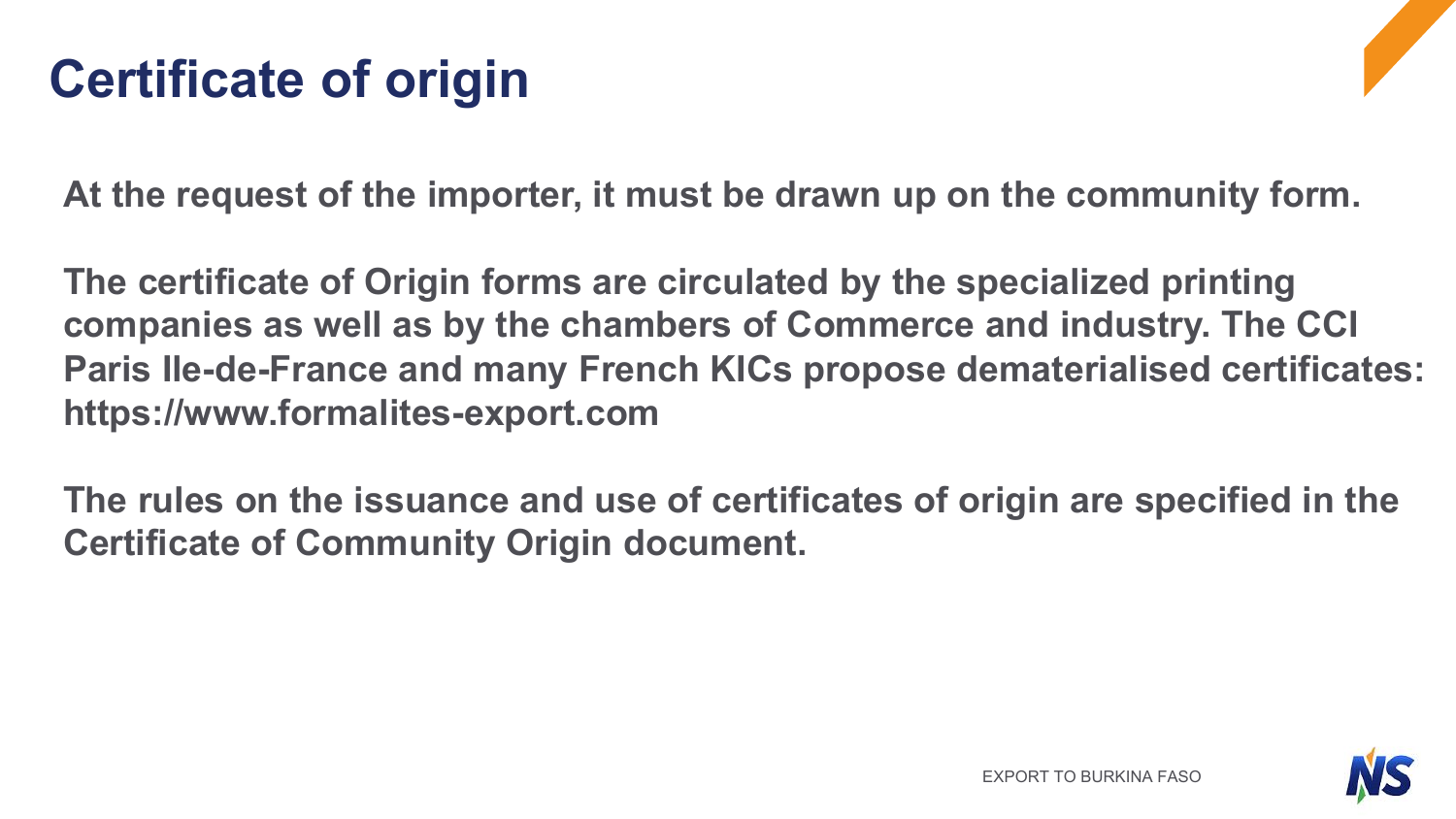# Certificate of origin

**At the request of the importer, it must be drawn up on the community form.**

**The certificate of Origin forms are circulated by the specialized printing companies as well as by the chambers of Commerce and industry. The CCI Paris Ile-de-France and many French KICs propose dematerialised certificates: https://www.formalites-export.com**

**The rules on the issuance and use of certificates of origin are specified in the Certificate of Community Origin document.**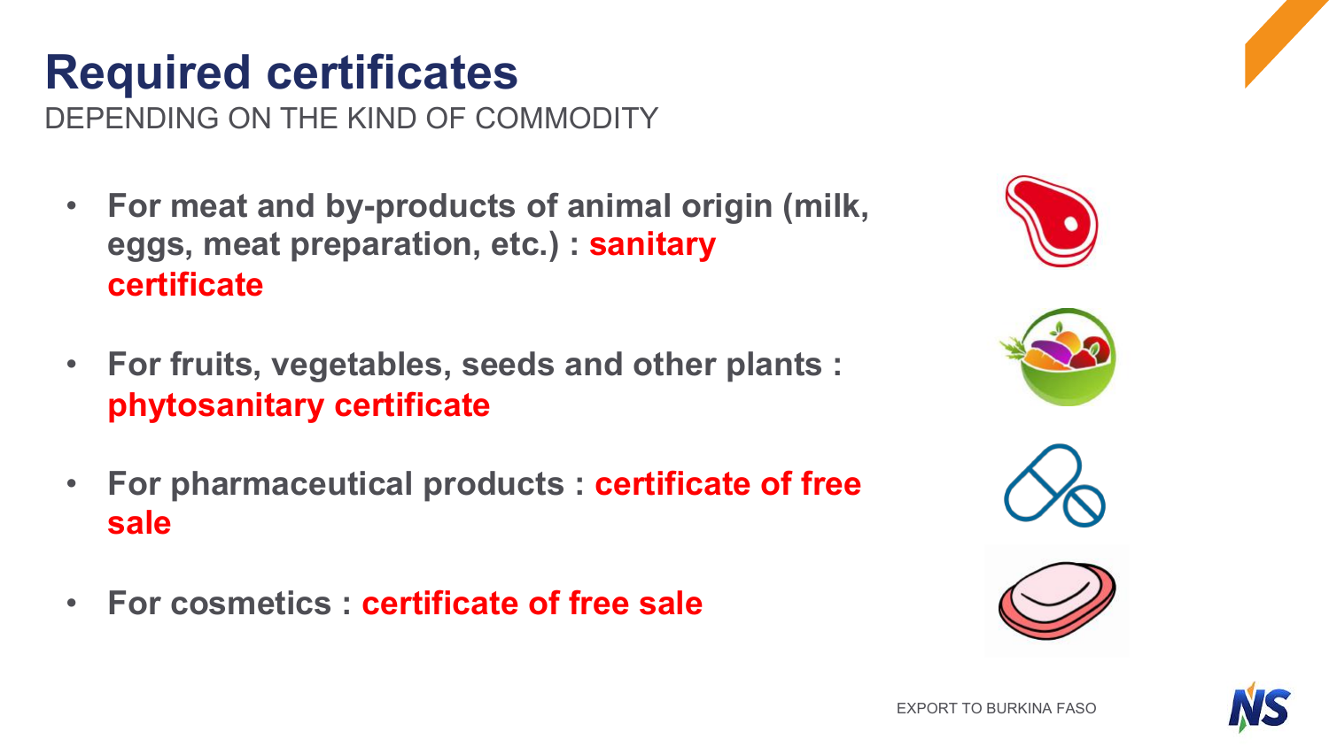# Required certificates

DEPENDING ON THE KIND OF COMMODITY

- **For meat and by-products of animal origin (milk, eggs, meat preparation, etc.) : sanitary certificate**
- **For fruits, vegetables, seeds and other plants : phytosanitary certificate**
- **For pharmaceutical products : certificate of free sale**
- **For cosmetics : certificate of free sale**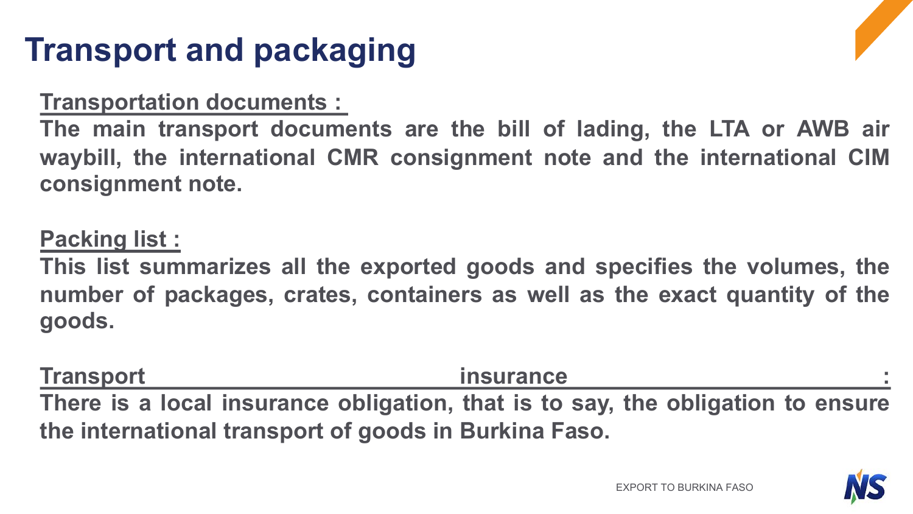# Transport and packaging

**Transportation documents :**

**The main transport documents are the bill of lading, the LTA or AWB air waybill, the international CMR consignment note and the international CIM consignment note.**

**Packing list :**

**This list summarizes all the exported goods and specifies the volumes, the number of packages, crates, containers as well as the exact quantity of the goods.**

**Transport insurance :**

**There is a local insurance obligation, that is to say, the obligation to ensure the international transport of goods in Burkina Faso.**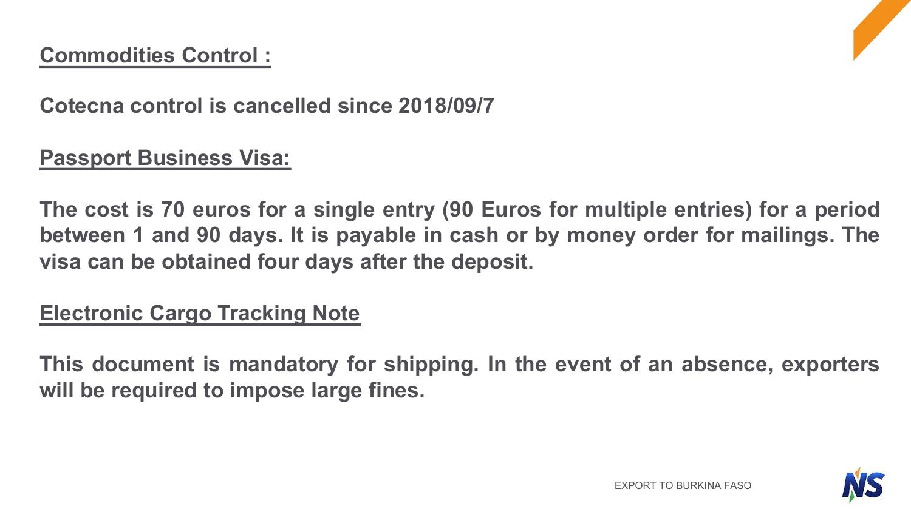## Commodities Control :

**Cotecna control is cancelled since 2018/09/7**

## Passport Business Visa:

**The cost is 70 euros for a single entry (90 Euros for multiple entries) for a period between 1 and 90 days. It is payable in cash or by money order for mailings. The visa can be obtained four days after the deposit.**

## Electronic Cargo Tracking Note

**This document is mandatory for shipping. In the event of an absence, exporters will be required to impose large fines.**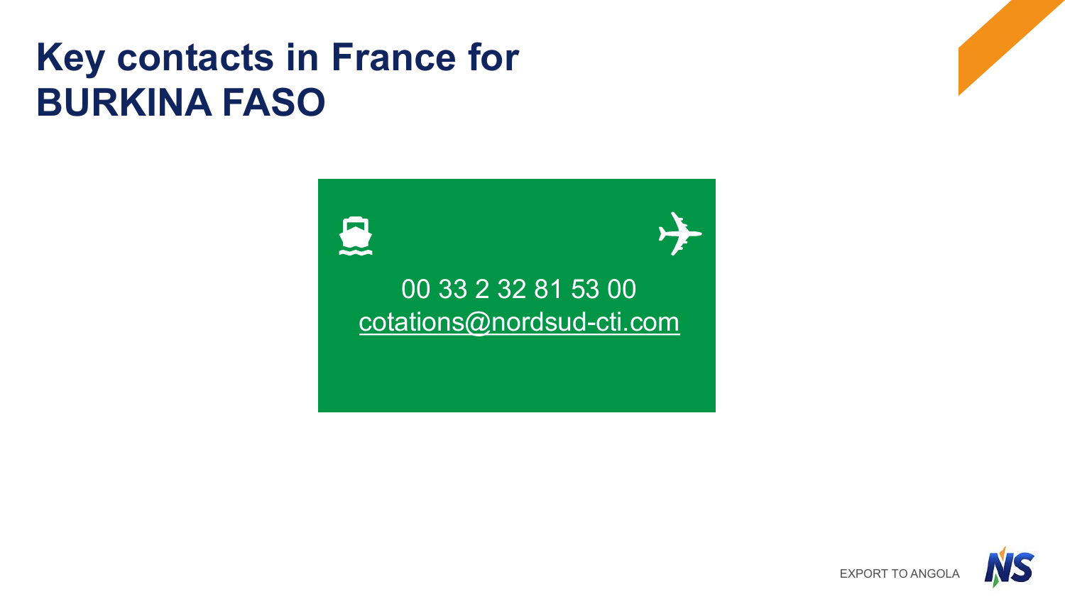# Key contacts in France for BURKINA FASO

00 33 2 32 81 53 00
cotations@nordsud-cti.com